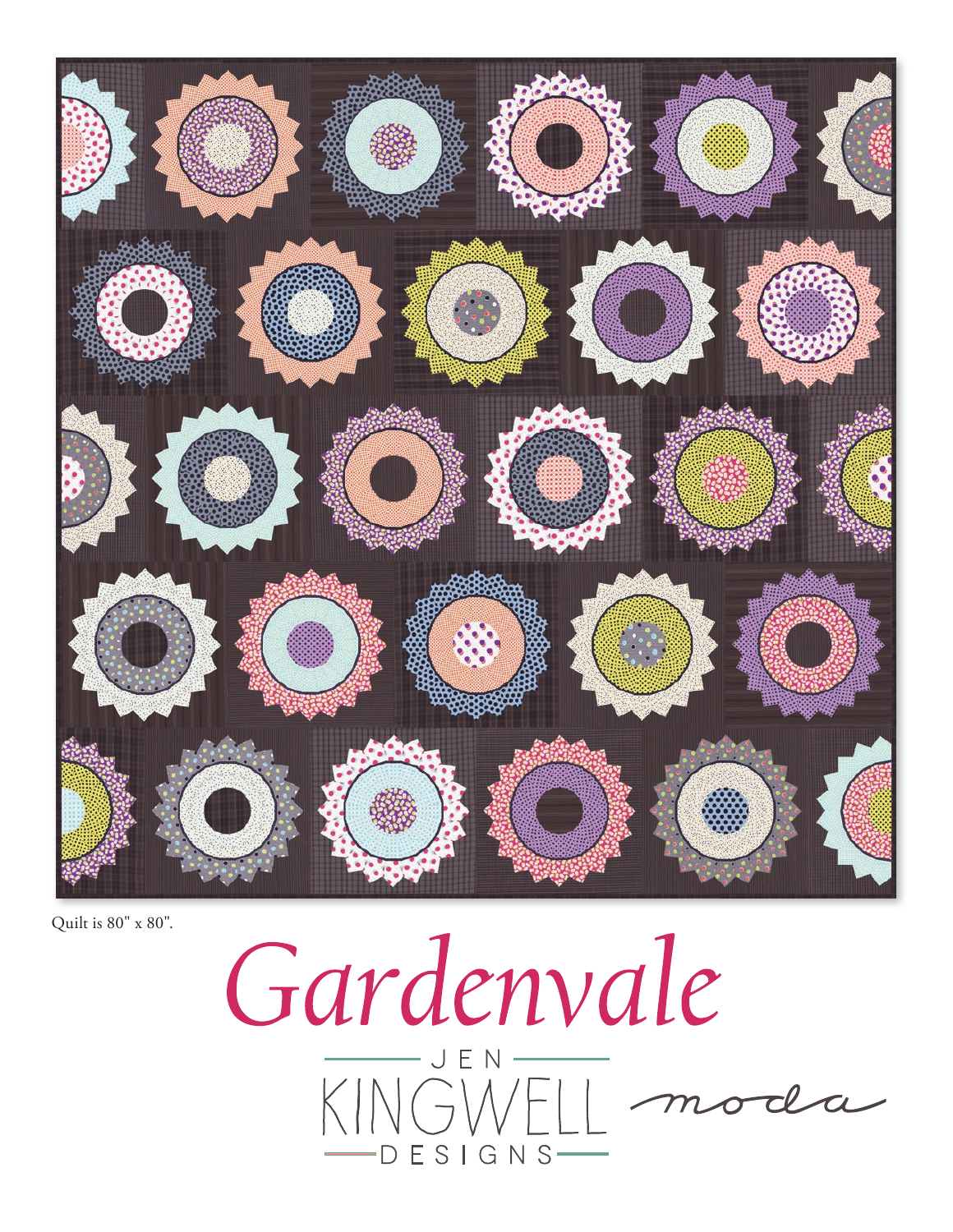Quilt is 80" x 80".

# Gardenvale

JEN KINGWELL DESIGNS

moda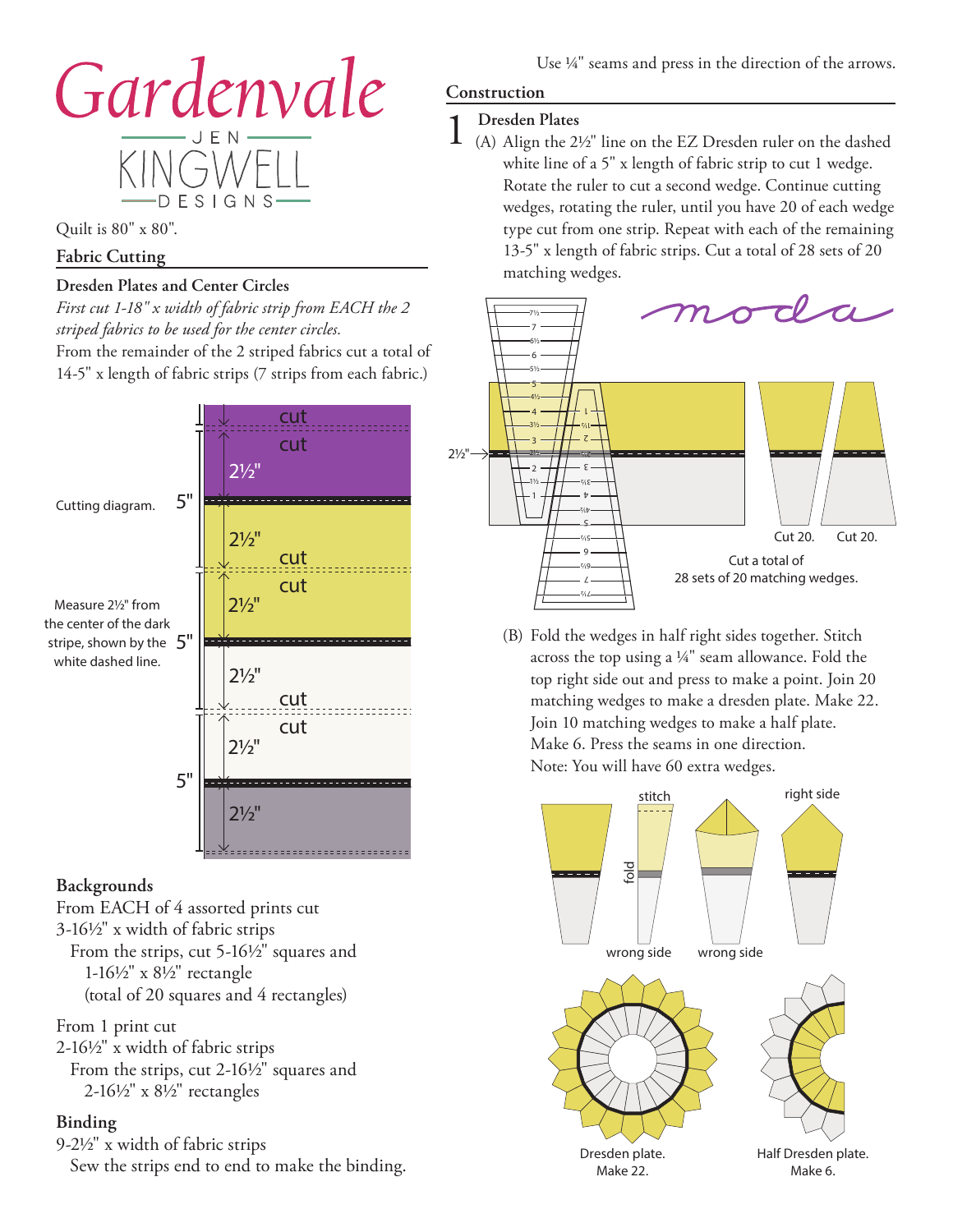# Gardenvale

JEN KINGWELL DESIGNS

Quilt is 80" x 80".

## Fabric Cutting

### Dresden Plates and Center Circles

*First cut 1-18" x width of fabric strip from EACH the 2 striped fabrics to be used for the center circles.*

From the remainder of the 2 striped fabrics cut a total of 14-5" x length of fabric strips (7 strips from each fabric.)

Cutting diagram.

Measure 2½" from the center of the dark stripe, shown by the white dashed line.

### Backgrounds

From EACH of 4 assorted prints cut
3-16½" x width of fabric strips
From the strips, cut 5-16½" squares and 1-16½" x 8½" rectangle
(total of 20 squares and 4 rectangles)

From 1 print cut
2-16½" x width of fabric strips
From the strips, cut 2-16½" squares and 2-16½" x 8½" rectangles

### Binding

9-2½" x width of fabric strips
Sew the strips end to end to make the binding.

Use ¼" seams and press in the direction of the arrows.

## Construction

### 1 Dresden Plates

(A) Align the 2½" line on the EZ Dresden ruler on the dashed white line of a 5" x length of fabric strip to cut 1 wedge. Rotate the ruler to cut a second wedge. Continue cutting wedges, rotating the ruler, until you have 20 of each wedge type cut from one strip. Repeat with each of the remaining 13-5" x length of fabric strips. Cut a total of 28 sets of 20 matching wedges.

Cut 20. Cut 20.

Cut a total of 28 sets of 20 matching wedges.

(B) Fold the wedges in half right sides together. Stitch across the top using a ¼" seam allowance. Fold the top right side out and press to make a point. Join 20 matching wedges to make a dresden plate. Make 22. Join 10 matching wedges to make a half plate. Make 6. Press the seams in one direction.
Note: You will have 60 extra wedges.

Dresden plate. Make 22.

Half Dresden plate. Make 6.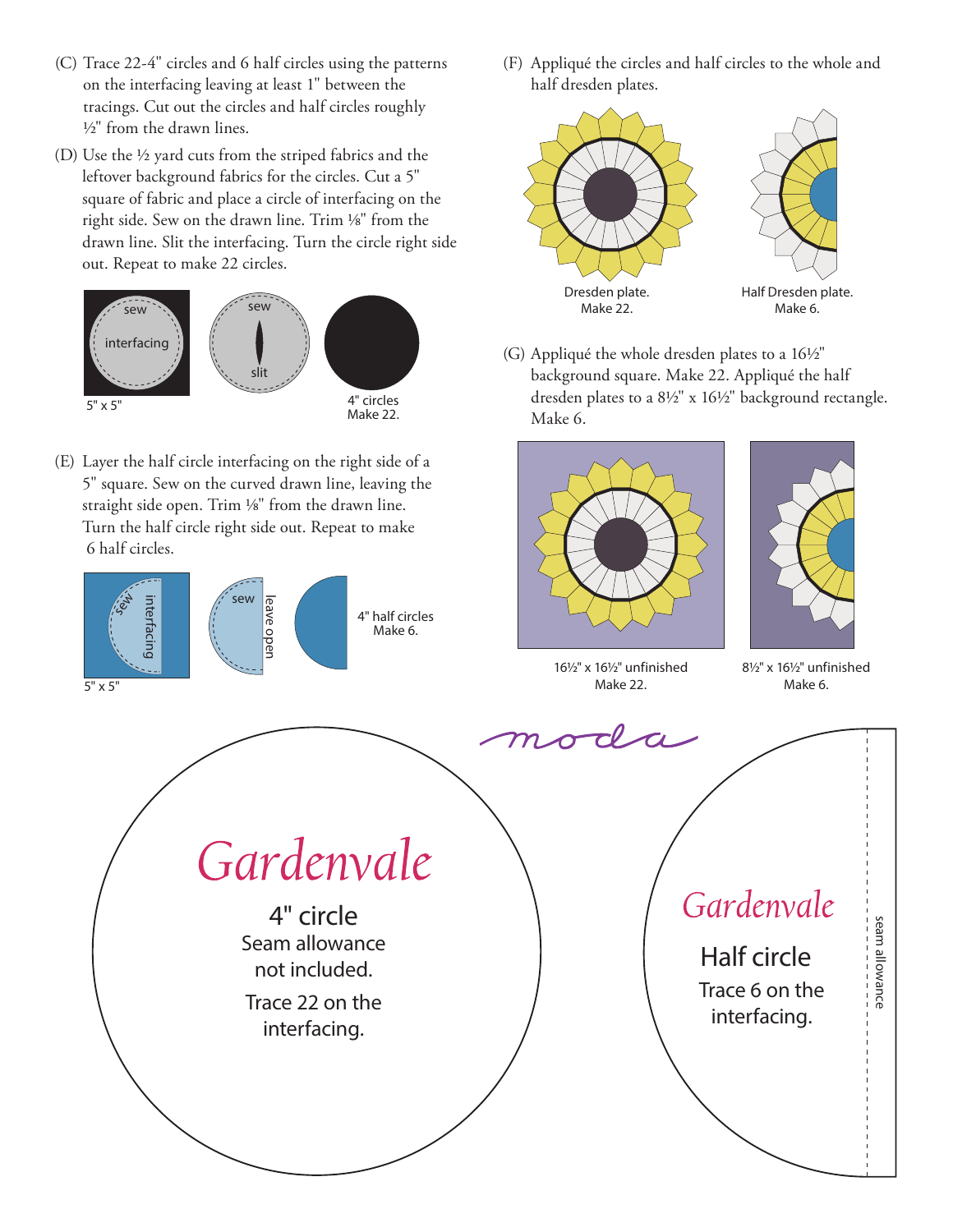(C) Trace 22-4" circles and 6 half circles using the patterns on the interfacing leaving at least 1" between the tracings. Cut out the circles and half circles roughly ½" from the drawn lines.

(D) Use the ½ yard cuts from the striped fabrics and the leftover background fabrics for the circles. Cut a 5" square of fabric and place a circle of interfacing on the right side. Sew on the drawn line. Trim ⅛" from the drawn line. Slit the interfacing. Turn the circle right side out. Repeat to make 22 circles.

sew
interfacing
5" x 5"

sew
slit

4" circles
Make 22.

(E) Layer the half circle interfacing on the right side of a 5" square. Sew on the curved drawn line, leaving the straight side open. Trim ⅛" from the drawn line. Turn the half circle right side out. Repeat to make 6 half circles.

sew
interfacing
5" x 5"

sew
leave open

4" half circles
Make 6.

(F) Appliqué the circles and half circles to the whole and half dresden plates.

Dresden plate.
Make 22.

Half Dresden plate.
Make 6.

(G) Appliqué the whole dresden plates to a 16½" background square. Make 22. Appliqué the half dresden plates to a 8½" x 16½" background rectangle. Make 6.

16½" x 16½" unfinished
Make 22.

8½" x 16½" unfinished
Make 6.

moda

*Gardenvale*

4" circle
Seam allowance
not included.

Trace 22 on the
interfacing.

*Gardenvale*

Half circle
Trace 6 on the
interfacing.

seam allowance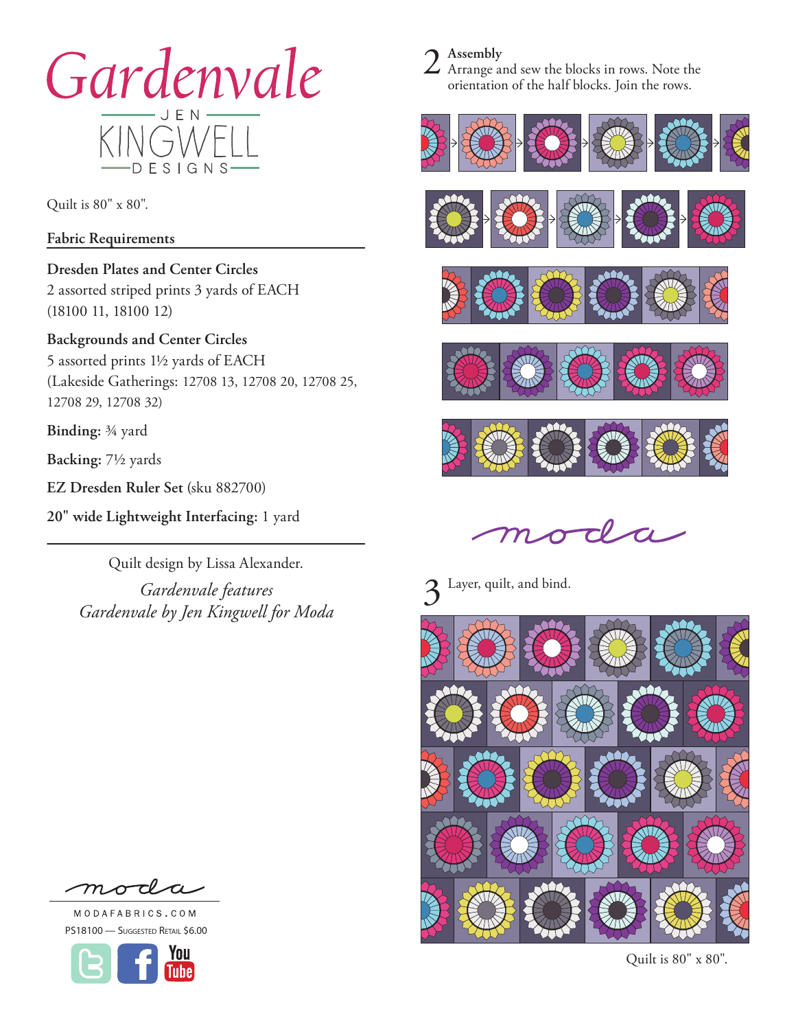# Gardenvale

JEN KINGWELL DESIGNS

Quilt is 80" x 80".

## Fabric Requirements

**Dresden Plates and Center Circles**
2 assorted striped prints 3 yards of EACH
(18100 11, 18100 12)

**Backgrounds and Center Circles**
5 assorted prints 1½ yards of EACH
(Lakeside Gatherings: 12708 13, 12708 20, 12708 25, 12708 29, 12708 32)

**Binding:** ¾ yard

**Backing:** 7½ yards

**EZ Dresden Ruler Set** (sku 882700)

**20" wide Lightweight Interfacing:** 1 yard

Quilt design by Lissa Alexander.

*Gardenvale features*
*Gardenvale by Jen Kingwell for Moda*

## 2 Assembly

Arrange and sew the blocks in rows. Note the orientation of the half blocks. Join the rows.

## 3

Layer, quilt, and bind.

Quilt is 80" x 80".

moda

MODAFABRICS.COM
PS18100 — Suggested Retail $6.00